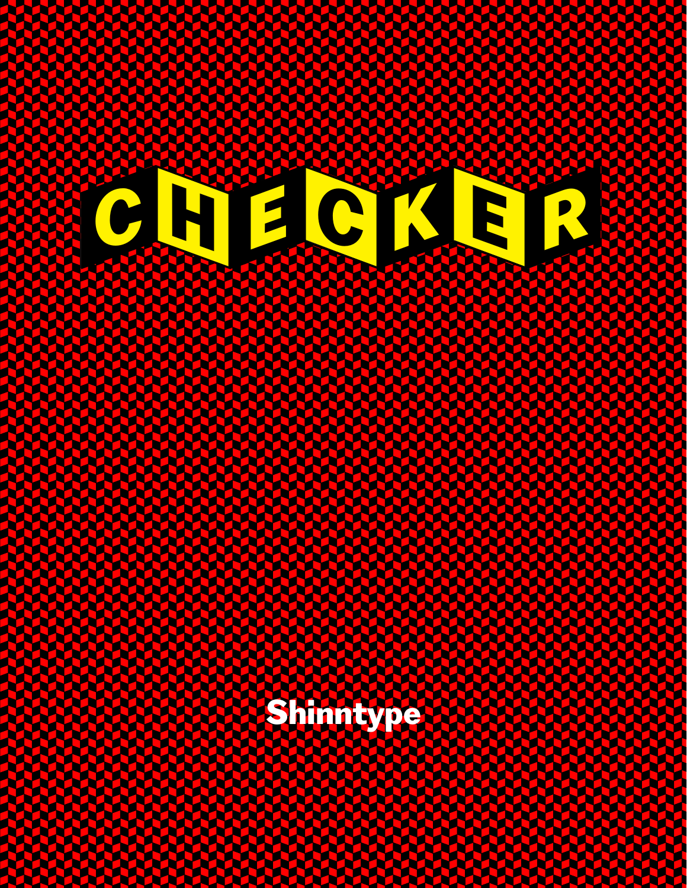# CHECKER

Shinntype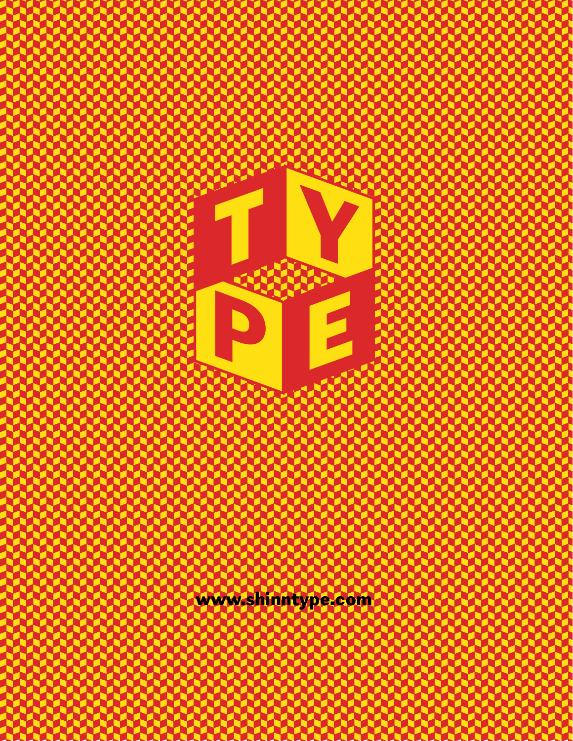# TYPE

www.shinntype.com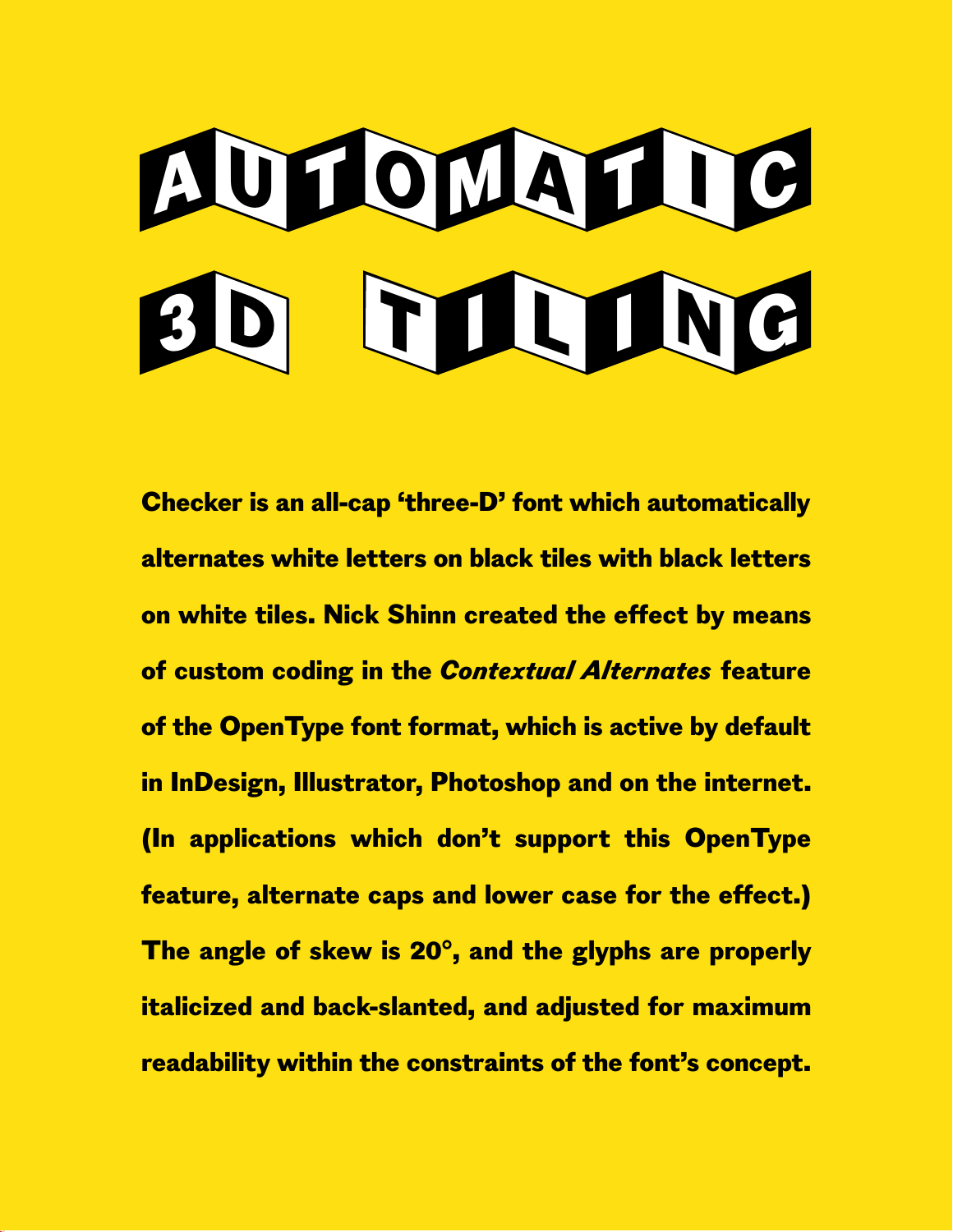# AUTOMATIC 3D TILING

**Checker is an all-cap 'three-D' font which automatically alternates white letters on black tiles with black letters on white tiles. Nick Shinn created the effect by means of custom coding in the *Contextual Alternates* feature of the OpenType font format, which is active by default in InDesign, Illustrator, Photoshop and on the internet. (In applications which don't support this OpenType feature, alternate caps and lower case for the effect.) The angle of skew is 20°, and the glyphs are properly italicized and back-slanted, and adjusted for maximum readability within the constraints of the font's concept.**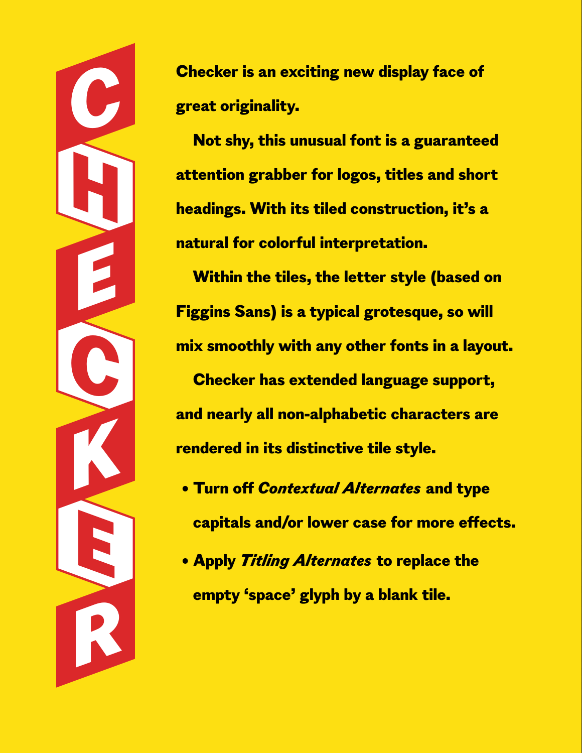# CHECKER

**Checker is an exciting new display face of great originality.**

**Not shy, this unusual font is a guaranteed attention grabber for logos, titles and short headings. With its tiled construction, it's a natural for colorful interpretation.**

**Within the tiles, the letter style (based on Figgins Sans) is a typical grotesque, so will mix smoothly with any other fonts in a layout.**

**Checker has extended language support, and nearly all non-alphabetic characters are rendered in its distinctive tile style.**

- **Turn off *Contextual Alternates* and type capitals and/or lower case for more effects.**
- **Apply *Titling Alternates* to replace the empty 'space' glyph by a blank tile.**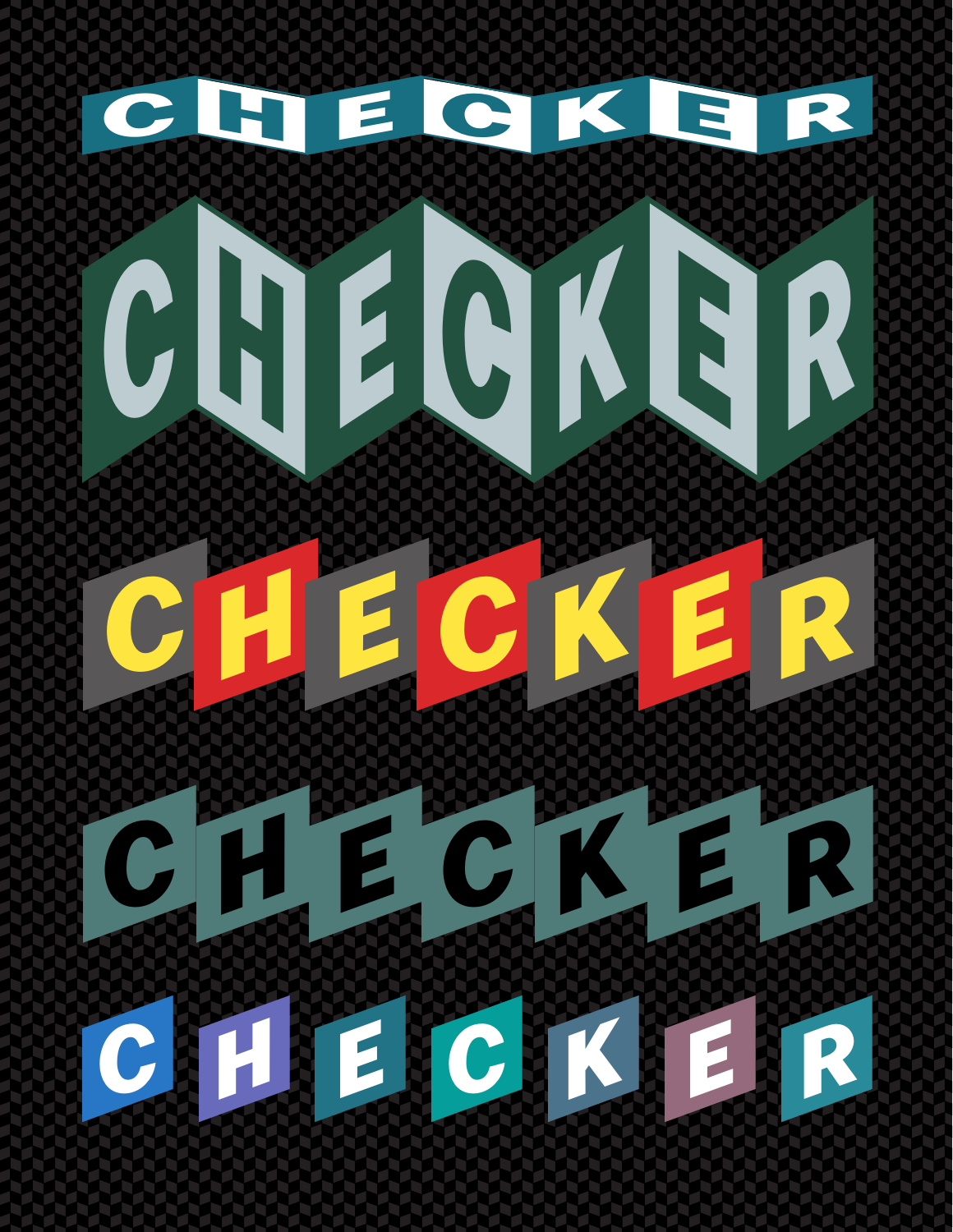CHECKER

CHECKER

CHECKER

CHECKER

CHECKER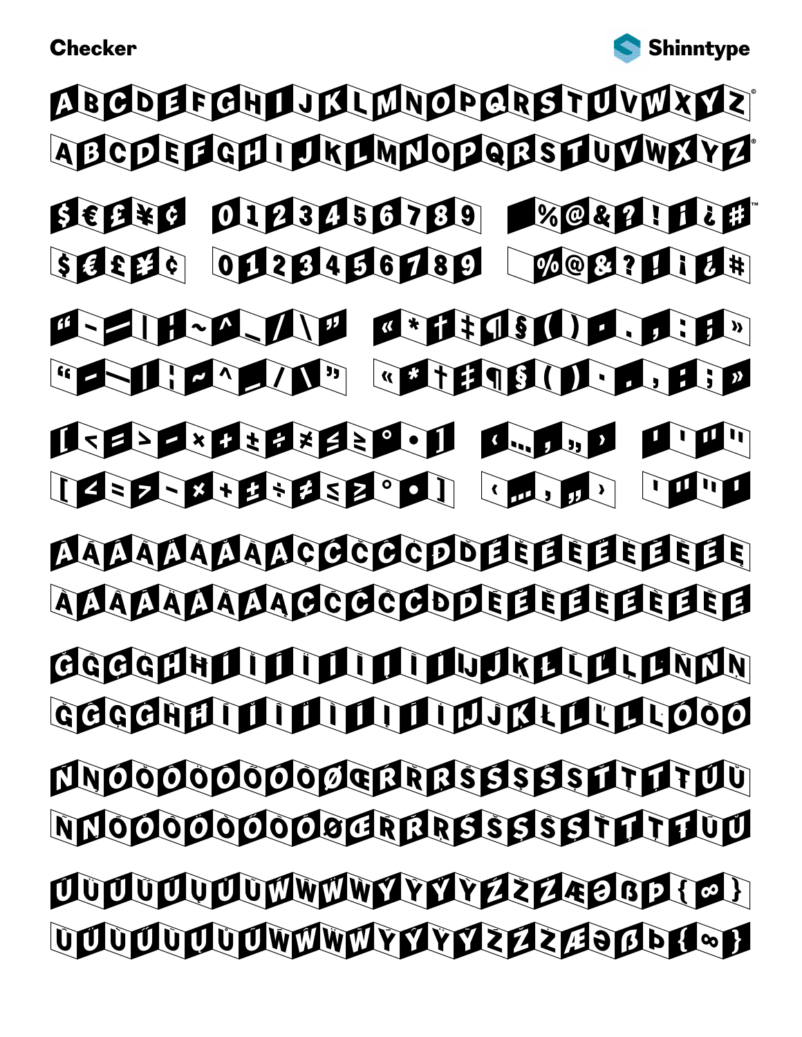Checker

Shinntype

ABCDEFGHIJKLMNOPQRSTUVWXYZ®

ABCDEFGHIJKLMNOPQRSTUVWXYZ®

$€£¥¢ 0123456789 %@&?!¡¿#™

$€£¥¢ 0123456789 %@&?!¡¿#

“–—|¦~^_/\” «*†‡¶§()·.,:;»

“–—|¦~^_/\” «*†‡¶§()·.,:;»

[<=>-×+±÷≠≤≥°•] ‹…‚„› '"

[<=>-×+±÷≠≤≥°•] ‹…‚„› '"

ÀÁÂÃÄÅĀĂĄÇĆĈĊČĐĎÉÊËÈĒĔĖĚĘ

ÀÁÂÃÄÅĀĂĄÇĆĈĊČĐĎÉÊËÈĒĔĖĚĘ

ĜĞĢĠĤĦÍÌÎÏĨĪĬĮİĲĴĶŁĹĽĻĿŃŇŅ

ĜĞĢĠĤĦÍÌÎÏĨĪĬĮİĲĴĶŁĹĽĻĿÓÔÕ

ÑŅÓÔÕÖÒŌŎŐØŒŔŘŖŚŜŞŠȘŤŢȚŦÚÙ

ÑŅÓÔÕÖÒŌŎŐØŒŔŘŖŚŜŞŠȘŤŢȚŦÚÙ

ÛÜŨŪŬŲŮŰŴẀẄẂÝŸŶỲŹŻŽÆƏßÞ{∞}

ÛÜŨŪŬŲŮŰŴẀẄẂÝŸŶỲŹŻŽÆƏßÞ{∞}